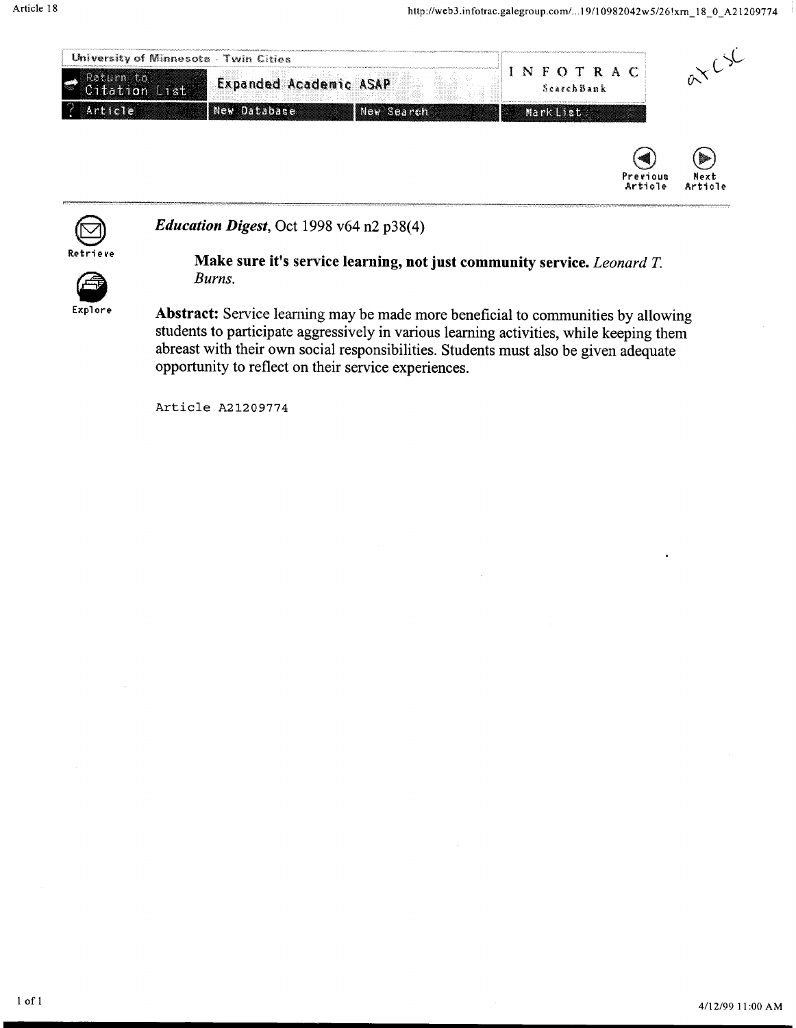*Education Digest*, Oct 1998 v64 n2 p38(4)

**Make sure it's service learning, not just community service.** *Leonard T. Burns.*

**Abstract:** Service learning may be made more beneficial to communities by allowing students to participate aggressively in various learning activities, while keeping them abreast with their own social responsibilities. Students must also be given adequate opportunity to reflect on their service experiences.

Article A21209774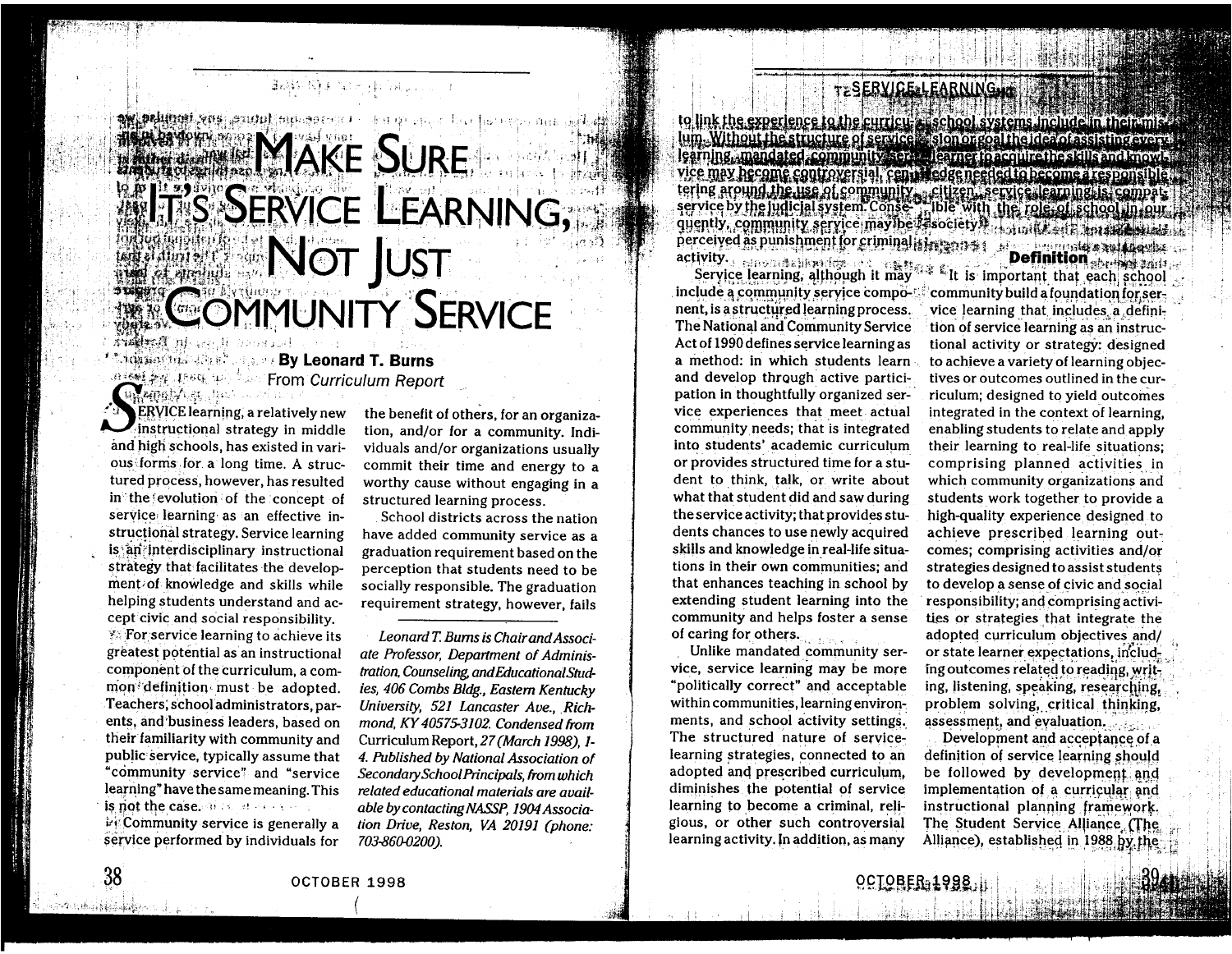# Make Sure It's Service Learning, Not Just Community Service

**By Leonard T. Burns**
From *Curriculum Report*

SERVICE learning, a relatively new instructional strategy in middle and high schools, has existed in various forms for a long time. A structured process, however, has resulted in the evolution of the concept of service learning as an effective instructional strategy. Service learning is an interdisciplinary instructional strategy that facilitates the development of knowledge and skills while helping students understand and accept civic and social responsibility.

For service learning to achieve its greatest potential as an instructional component of the curriculum, a common definition must be adopted. Teachers, school administrators, parents, and business leaders, based on their familiarity with community and public service, typically assume that "community service" and "service learning" have the same meaning. This is not the case.

Community service is generally a service performed by individuals for the benefit of others, for an organization, and/or for a community. Individuals and/or organizations usually commit their time and energy to a worthy cause without engaging in a structured learning process.

School districts across the nation have added community service as a graduation requirement based on the perception that students need to be socially responsible. The graduation requirement strategy, however, fails to link the experience to the curriculum. Without the structure of service learning, mandated community service may become controversial, centering around the use of community service by the judicial system. Consequently, community service may be perceived as punishment for criminal activity.

*Leonard T. Burns is Chair and Associate Professor, Department of Administration, Counseling, and Educational Studies, 406 Combs Bldg., Eastern Kentucky University, 521 Lancaster Ave., Richmond, KY 40575-3102. Condensed from* Curriculum Report, *27 (March 1998), 1-4. Published by National Association of Secondary School Principals, from which related educational materials are available by contacting NASSP, 1904 Association Drive, Reston, VA 20191 (phone: 703-860-0200).*

Service learning, although it may include a community service component, is a structured learning process. The National and Community Service Act of 1990 defines service learning as a method: in which students learn and develop through active participation in thoughtfully organized service experiences that meet actual community needs; that is integrated into students' academic curriculum or provides structured time for a student to think, talk, or write about what that student did and saw during the service activity; that provides students chances to use newly acquired skills and knowledge in real-life situations in their own communities; and that enhances teaching in school by extending student learning into the community and helps foster a sense of caring for others.

Unlike mandated community service, service learning may be more "politically correct" and acceptable within communities, learning environments, and school activity settings. The structured nature of service-learning strategies, connected to an adopted and prescribed curriculum, diminishes the potential of service learning to become a criminal, religious, or other such controversial learning activity. In addition, as many school systems include in their mission or goal the idea of assisting every learner to acquire the skills and knowledge needed to become a responsible citizen, service learning is compatible with the role of school in our society.

## Definition

It is important that each school community build a foundation for service learning that includes a definition of service learning as an instructional activity or strategy: designed to achieve a variety of learning objectives or outcomes outlined in the curriculum; designed to yield outcomes integrated in the context of learning, enabling students to relate and apply their learning to real-life situations; comprising planned activities in which community organizations and students work together to provide a high-quality experience designed to achieve prescribed learning outcomes; comprising activities and/or strategies designed to assist students to develop a sense of civic and social responsibility; and comprising activities or strategies that integrate the adopted curriculum objectives and/or state learner expectations, including outcomes related to reading, writing, listening, speaking, researching, problem solving, critical thinking, assessment, and evaluation.

Development and acceptance of a definition of service learning should be followed by development and implementation of a curricular and instructional planning framework. The Student Service Alliance (The Alliance), established in 1988 by the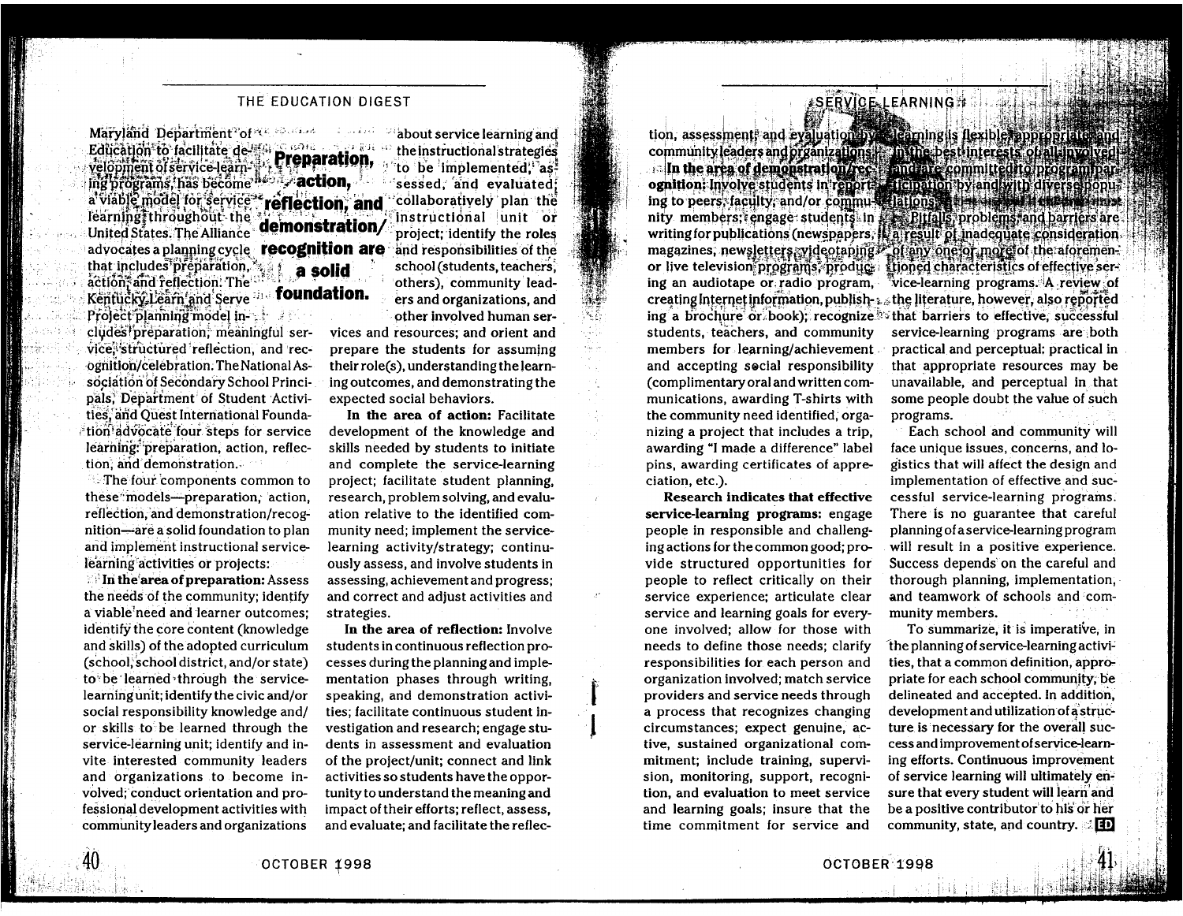Maryland Department of Education to facilitate development of service-learning programs, has become a viable model for service learning throughout the United States. The Alliance advocates a planning cycle that includes preparation, action, and reflection. The Kentucky Learn and Serve Project planning model includes preparation, meaningful service, structured reflection, and recognition/celebration. The National Association of Secondary School Principals, Department of Student Activities, and Quest International Foundation advocate four steps for service learning: preparation, action, reflection, and demonstration.

**Preparation, action, reflection, and demonstration/recognition are a solid foundation.**

The four components common to these models—preparation, action, reflection, and demonstration/recognition—are a solid foundation to plan and implement instructional service-learning activities or projects:

**In the area of preparation:** Assess the needs of the community; identify a viable need and learner outcomes; identify the core content (knowledge and skills) of the adopted curriculum (school, school district, and/or state) to be learned through the service-learning unit; identify the civic and/or social responsibility knowledge and/or skills to be learned through the service-learning unit; identify and invite interested community leaders and organizations to become involved; conduct orientation and professional development activities with community leaders and organizations about service learning and the instructional strategies to be implemented, assessed, and evaluated; collaboratively plan the instructional unit or project; identify the roles and responsibilities of the school (students, teachers, others), community leaders and organizations, and other involved human services and resources; and orient and prepare the students for assuming their role(s), understanding the learning outcomes, and demonstrating the expected social behaviors.

**In the area of action:** Facilitate development of the knowledge and skills needed by students to initiate and complete the service-learning project; facilitate student planning, research, problem solving, and evaluation relative to the identified community need; implement the service-learning activity/strategy; continuously assess, and involve students in assessing, achievement and progress; and correct and adjust activities and strategies.

**In the area of reflection:** Involve students in continuous reflection processes during the planning and implementation phases through writing, speaking, and demonstration activities; facilitate continuous student investigation and research; engage students in assessment and evaluation of the project/unit; connect and link activities so students have the opportunity to understand the meaning and impact of their efforts; reflect, assess, and evaluate; and facilitate the reflection, assessment, and evaluation by community leaders and organizations.

**In the area of demonstration/recognition:** Involve students in reporting to peers, faculty, and/or community members; engage students in writing for publications (newspapers, magazines, newsletters, videotaping or live television programs, producing an audiotape or radio program, creating Internet information, publishing a brochure or book); recognize students, teachers, and community members for learning/achievement and accepting social responsibility (complimentary oral and written communications, awarding T-shirts with the community need identified, organizing a project that includes a trip, awarding "I made a difference" label pins, awarding certificates of appreciation, etc.).

**Research indicates that effective service-learning programs:** engage people in responsible and challenging actions for the common good; provide structured opportunities for people to reflect critically on their service experience; articulate clear service and learning goals for everyone involved; allow for those with needs to define those needs; clarify responsibilities for each person and organization involved; match service providers and service needs through a process that recognizes changing circumstances; expect genuine, active, sustained organizational commitment; include training, supervision, monitoring, support, recognition, and evaluation to meet service and learning goals; insure that the time commitment for service and learning is flexible, appropriate, and in the best interests of all involved; and are committed to program participation by and with diverse populations.

Pitfalls, problems, and barriers are a result of inadequate consideration of any one or more of the aforementioned characteristics of effective service-learning programs. A review of the literature, however, also reported that barriers to effective, successful service-learning programs are both practical and perceptual: practical in that appropriate resources may be unavailable, and perceptual in that some people doubt the value of such programs.

Each school and community will face unique issues, concerns, and logistics that will affect the design and implementation of effective and successful service-learning programs. There is no guarantee that careful planning of a service-learning program will result in a positive experience. Success depends on the careful and thorough planning, implementation, and teamwork of schools and community members.

To summarize, it is imperative, in the planning of service-learning activities, that a common definition, appropriate for each school community, be delineated and accepted. In addition, development and utilization of a structure is necessary for the overall success and improvement of service-learning efforts. Continuous improvement of service learning will ultimately ensure that every student will learn and be a positive contributor to his or her community, state, and country.